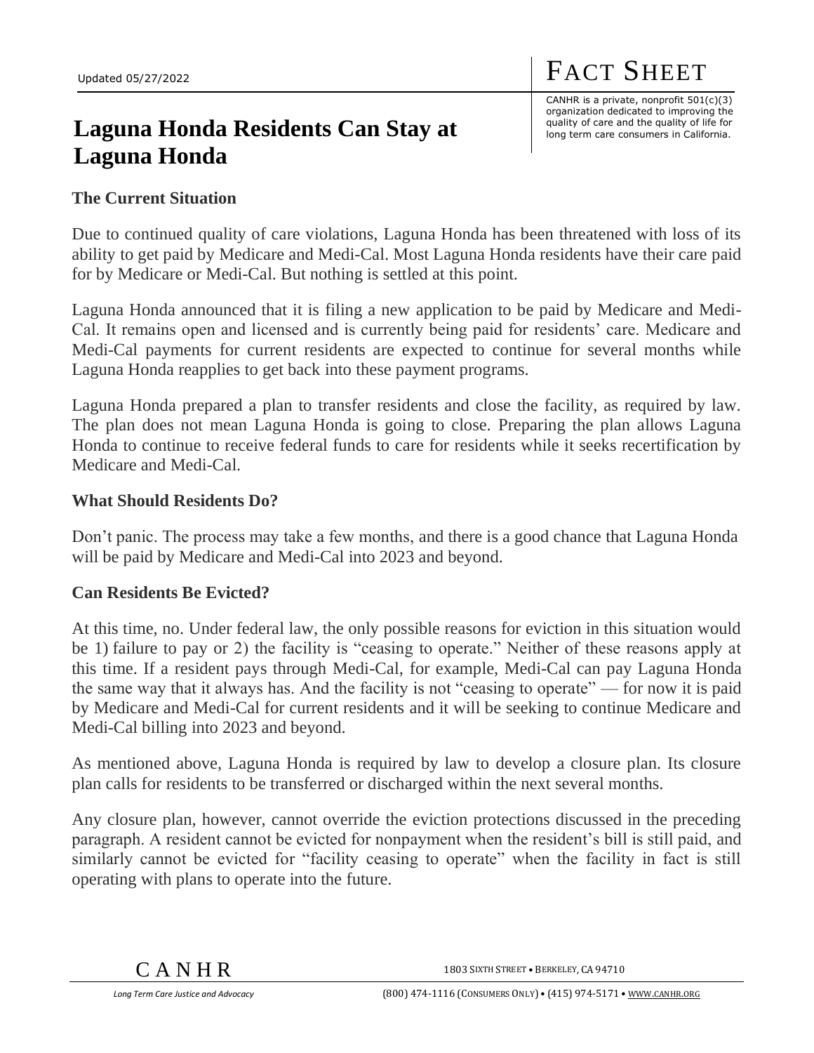Updated 05/27/2022

# FACT SHEET

CANHR is a private, nonprofit 501(c)(3) organization dedicated to improving the quality of care and the quality of life for long term care consumers in California.

# Laguna Honda Residents Can Stay at Laguna Honda

## The Current Situation

Due to continued quality of care violations, Laguna Honda has been threatened with loss of its ability to get paid by Medicare and Medi-Cal. Most Laguna Honda residents have their care paid for by Medicare or Medi-Cal. But nothing is settled at this point.

Laguna Honda announced that it is filing a new application to be paid by Medicare and Medi-Cal. It remains open and licensed and is currently being paid for residents' care. Medicare and Medi-Cal payments for current residents are expected to continue for several months while Laguna Honda reapplies to get back into these payment programs.

Laguna Honda prepared a plan to transfer residents and close the facility, as required by law. The plan does not mean Laguna Honda is going to close. Preparing the plan allows Laguna Honda to continue to receive federal funds to care for residents while it seeks recertification by Medicare and Medi-Cal.

## What Should Residents Do?

Don't panic. The process may take a few months, and there is a good chance that Laguna Honda will be paid by Medicare and Medi-Cal into 2023 and beyond.

## Can Residents Be Evicted?

At this time, no. Under federal law, the only possible reasons for eviction in this situation would be 1) failure to pay or 2) the facility is "ceasing to operate." Neither of these reasons apply at this time. If a resident pays through Medi-Cal, for example, Medi-Cal can pay Laguna Honda the same way that it always has. And the facility is not "ceasing to operate" — for now it is paid by Medicare and Medi-Cal for current residents and it will be seeking to continue Medicare and Medi-Cal billing into 2023 and beyond.

As mentioned above, Laguna Honda is required by law to develop a closure plan. Its closure plan calls for residents to be transferred or discharged within the next several months.

Any closure plan, however, cannot override the eviction protections discussed in the preceding paragraph. A resident cannot be evicted for nonpayment when the resident's bill is still paid, and similarly cannot be evicted for "facility ceasing to operate" when the facility in fact is still operating with plans to operate into the future.

CANHR

*Long Term Care Justice and Advocacy*

1803 Sixth Street • Berkeley, CA 94710

(800) 474-1116 (Consumers Only) • (415) 974-5171 • www.canhr.org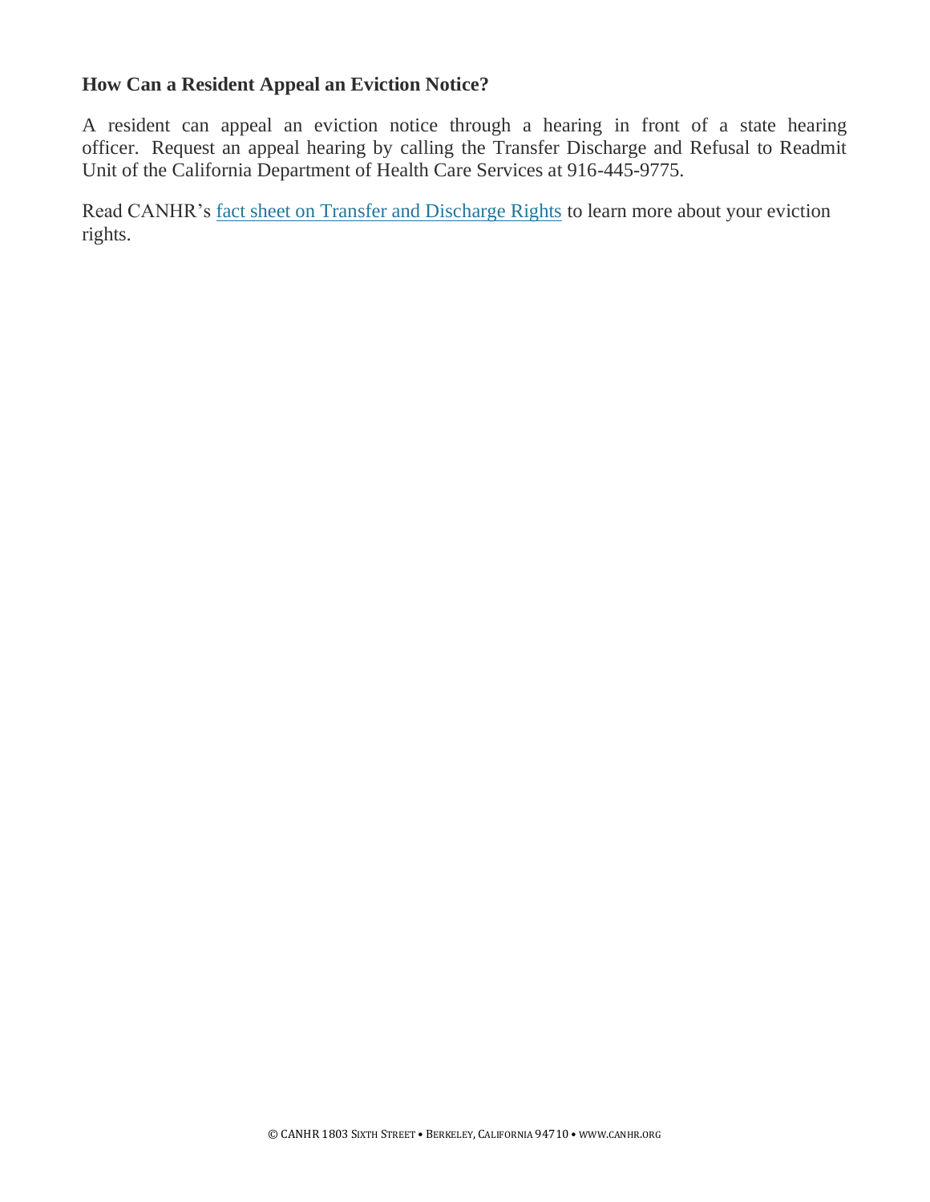### How Can a Resident Appeal an Eviction Notice?

A resident can appeal an eviction notice through a hearing in front of a state hearing officer. Request an appeal hearing by calling the Transfer Discharge and Refusal to Readmit Unit of the California Department of Health Care Services at 916-445-9775.

Read CANHR's fact sheet on Transfer and Discharge Rights to learn more about your eviction rights.